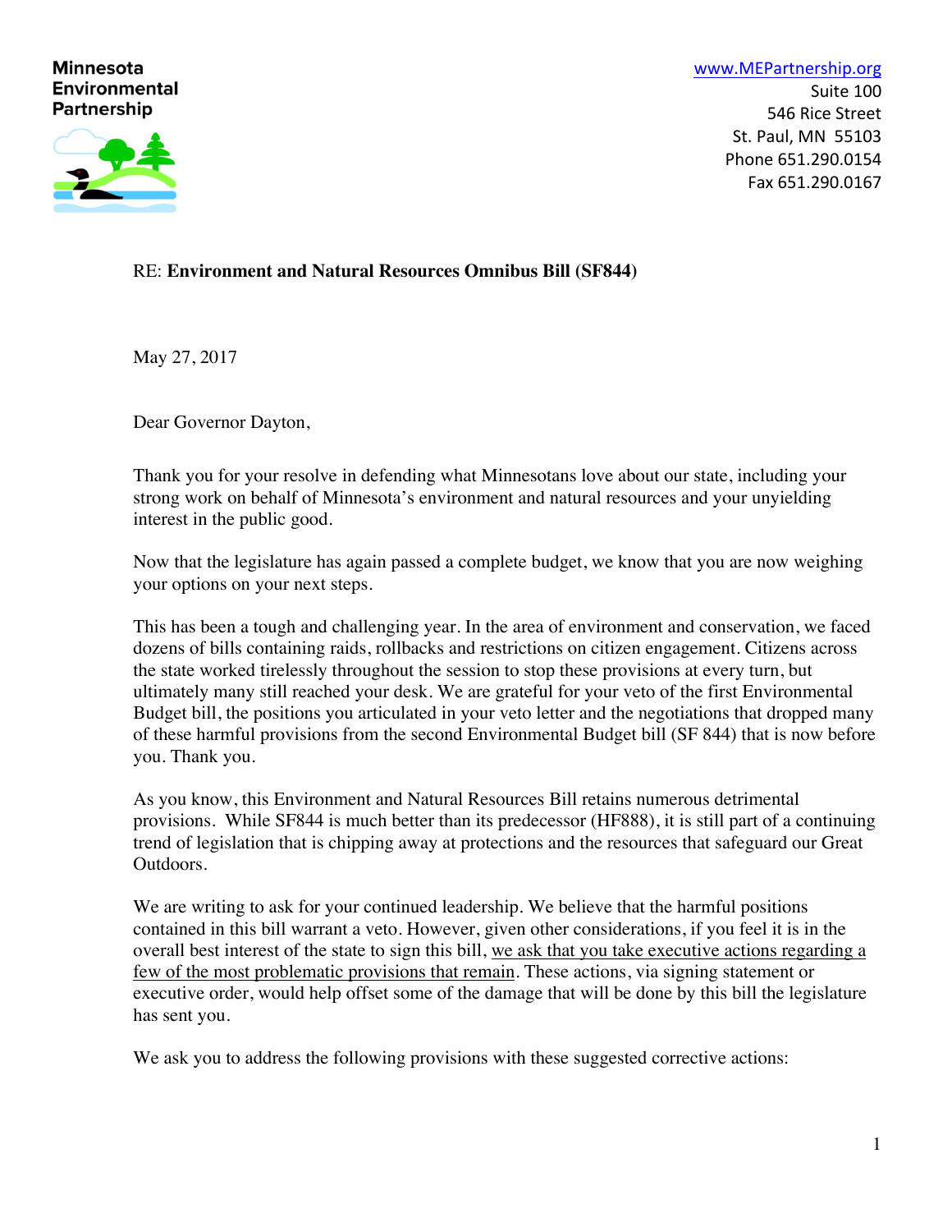**Minnesota Environmental Partnership**

www.MEPartnership.org
Suite 100
546 Rice Street
St. Paul, MN 55103
Phone 651.290.0154
Fax 651.290.0167

RE: **Environment and Natural Resources Omnibus Bill (SF844)**

May 27, 2017

Dear Governor Dayton,

Thank you for your resolve in defending what Minnesotans love about our state, including your strong work on behalf of Minnesota's environment and natural resources and your unyielding interest in the public good.

Now that the legislature has again passed a complete budget, we know that you are now weighing your options on your next steps.

This has been a tough and challenging year. In the area of environment and conservation, we faced dozens of bills containing raids, rollbacks and restrictions on citizen engagement. Citizens across the state worked tirelessly throughout the session to stop these provisions at every turn, but ultimately many still reached your desk. We are grateful for your veto of the first Environmental Budget bill, the positions you articulated in your veto letter and the negotiations that dropped many of these harmful provisions from the second Environmental Budget bill (SF 844) that is now before you. Thank you.

As you know, this Environment and Natural Resources Bill retains numerous detrimental provisions. While SF844 is much better than its predecessor (HF888), it is still part of a continuing trend of legislation that is chipping away at protections and the resources that safeguard our Great Outdoors.

We are writing to ask for your continued leadership. We believe that the harmful positions contained in this bill warrant a veto. However, given other considerations, if you feel it is in the overall best interest of the state to sign this bill, <u>we ask that you take executive actions regarding a few of the most problematic provisions that remain</u>. These actions, via signing statement or executive order, would help offset some of the damage that will be done by this bill the legislature has sent you.

We ask you to address the following provisions with these suggested corrective actions: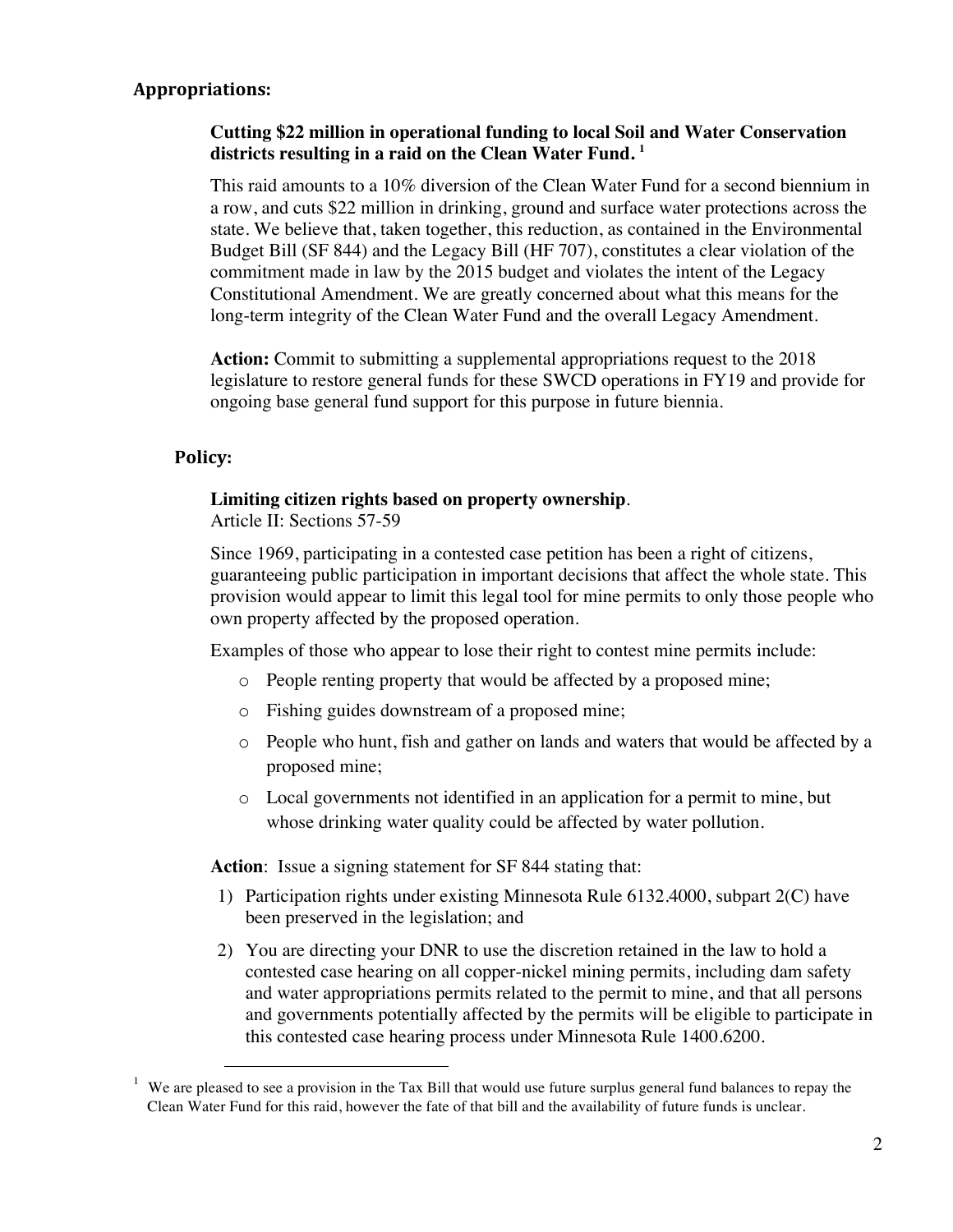## Appropriations:

### Cutting $22 million in operational funding to local Soil and Water Conservation districts resulting in a raid on the Clean Water Fund.[1]

This raid amounts to a 10% diversion of the Clean Water Fund for a second biennium in a row, and cuts $22 million in drinking, ground and surface water protections across the state. We believe that, taken together, this reduction, as contained in the Environmental Budget Bill (SF 844) and the Legacy Bill (HF 707), constitutes a clear violation of the commitment made in law by the 2015 budget and violates the intent of the Legacy Constitutional Amendment. We are greatly concerned about what this means for the long-term integrity of the Clean Water Fund and the overall Legacy Amendment.

**Action:** Commit to submitting a supplemental appropriations request to the 2018 legislature to restore general funds for these SWCD operations in FY19 and provide for ongoing base general fund support for this purpose in future biennia.

## Policy:

### Limiting citizen rights based on property ownership.

Article II: Sections 57-59

Since 1969, participating in a contested case petition has been a right of citizens, guaranteeing public participation in important decisions that affect the whole state. This provision would appear to limit this legal tool for mine permits to only those people who own property affected by the proposed operation.

Examples of those who appear to lose their right to contest mine permits include:

- People renting property that would be affected by a proposed mine;
- Fishing guides downstream of a proposed mine;
- People who hunt, fish and gather on lands and waters that would be affected by a proposed mine;
- Local governments not identified in an application for a permit to mine, but whose drinking water quality could be affected by water pollution.

**Action**: Issue a signing statement for SF 844 stating that:

1) Participation rights under existing Minnesota Rule 6132.4000, subpart 2(C) have been preserved in the legislation; and
2) You are directing your DNR to use the discretion retained in the law to hold a contested case hearing on all copper-nickel mining permits, including dam safety and water appropriations permits related to the permit to mine, and that all persons and governments potentially affected by the permits will be eligible to participate in this contested case hearing process under Minnesota Rule 1400.6200.

---

[1] We are pleased to see a provision in the Tax Bill that would use future surplus general fund balances to repay the Clean Water Fund for this raid, however the fate of that bill and the availability of future funds is unclear.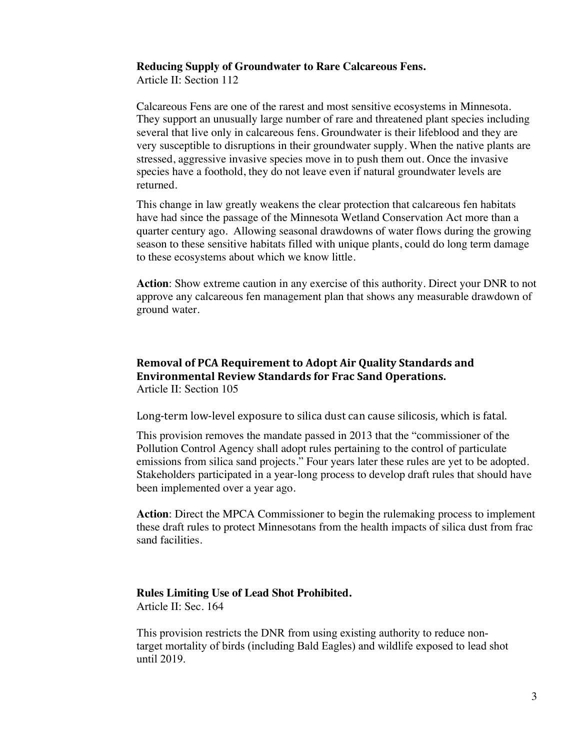**Reducing Supply of Groundwater to Rare Calcareous Fens.**
Article II: Section 112

Calcareous Fens are one of the rarest and most sensitive ecosystems in Minnesota. They support an unusually large number of rare and threatened plant species including several that live only in calcareous fens. Groundwater is their lifeblood and they are very susceptible to disruptions in their groundwater supply. When the native plants are stressed, aggressive invasive species move in to push them out. Once the invasive species have a foothold, they do not leave even if natural groundwater levels are returned.

This change in law greatly weakens the clear protection that calcareous fen habitats have had since the passage of the Minnesota Wetland Conservation Act more than a quarter century ago. Allowing seasonal drawdowns of water flows during the growing season to these sensitive habitats filled with unique plants, could do long term damage to these ecosystems about which we know little.

**Action**: Show extreme caution in any exercise of this authority. Direct your DNR to not approve any calcareous fen management plan that shows any measurable drawdown of ground water.

**Removal of PCA Requirement to Adopt Air Quality Standards and Environmental Review Standards for Frac Sand Operations.**
Article II: Section 105

Long-term low-level exposure to silica dust can cause silicosis, which is fatal.

This provision removes the mandate passed in 2013 that the "commissioner of the Pollution Control Agency shall adopt rules pertaining to the control of particulate emissions from silica sand projects." Four years later these rules are yet to be adopted. Stakeholders participated in a year-long process to develop draft rules that should have been implemented over a year ago.

**Action**: Direct the MPCA Commissioner to begin the rulemaking process to implement these draft rules to protect Minnesotans from the health impacts of silica dust from frac sand facilities.

**Rules Limiting Use of Lead Shot Prohibited.**
Article II: Sec. 164

This provision restricts the DNR from using existing authority to reduce non-target mortality of birds (including Bald Eagles) and wildlife exposed to lead shot until 2019.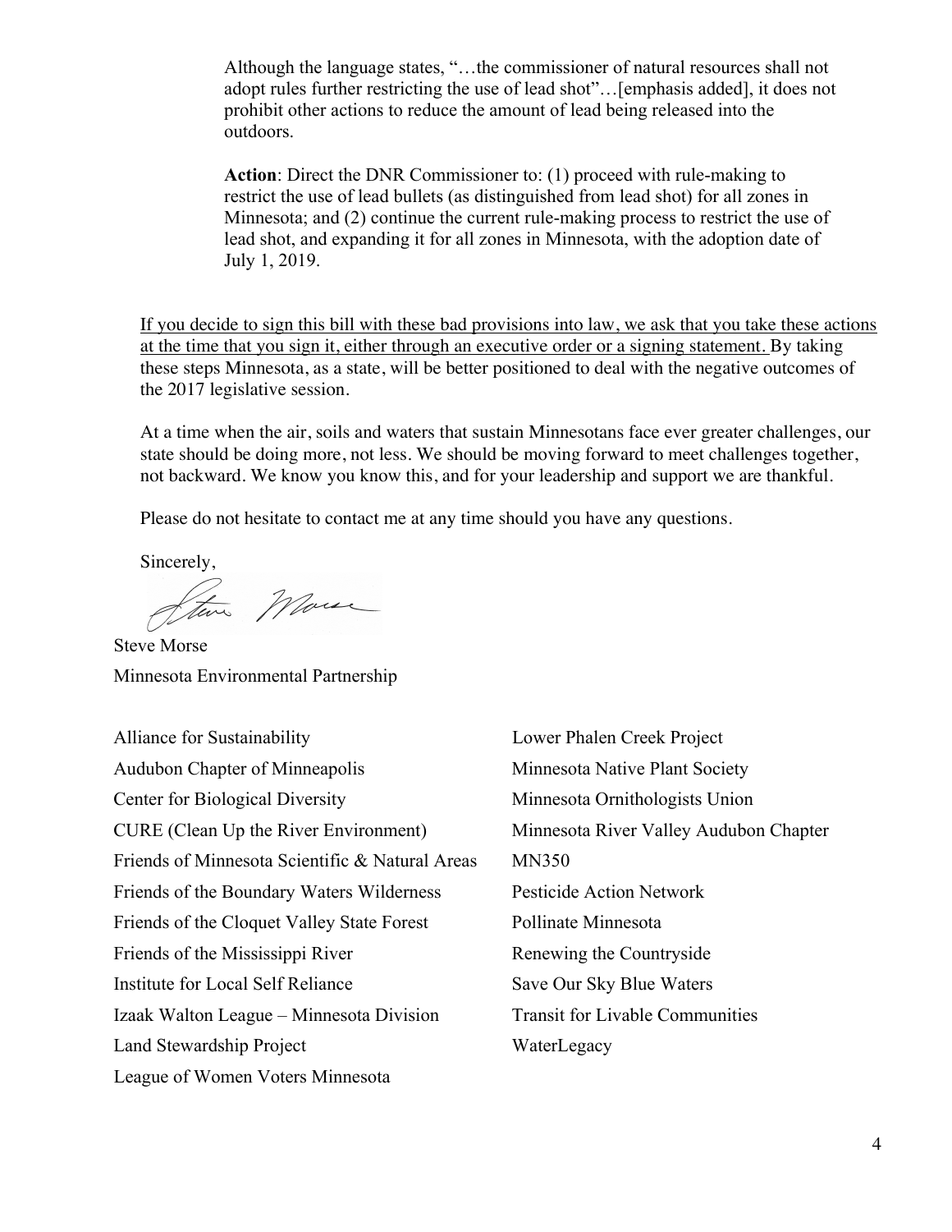Although the language states, "…the commissioner of natural resources shall not adopt rules further restricting the use of lead shot"…[emphasis added], it does not prohibit other actions to reduce the amount of lead being released into the outdoors.

**Action**: Direct the DNR Commissioner to: (1) proceed with rule-making to restrict the use of lead bullets (as distinguished from lead shot) for all zones in Minnesota; and (2) continue the current rule-making process to restrict the use of lead shot, and expanding it for all zones in Minnesota, with the adoption date of July 1, 2019.

<u>If you decide to sign this bill with these bad provisions into law, we ask that you take these actions at the time that you sign it, either through an executive order or a signing statement.</u> By taking these steps Minnesota, as a state, will be better positioned to deal with the negative outcomes of the 2017 legislative session.

At a time when the air, soils and waters that sustain Minnesotans face ever greater challenges, our state should be doing more, not less. We should be moving forward to meet challenges together, not backward. We know you know this, and for your leadership and support we are thankful.

Please do not hesitate to contact me at any time should you have any questions.

Sincerely,

Steve Morse

Steve Morse
Minnesota Environmental Partnership

Alliance for Sustainability
Audubon Chapter of Minneapolis
Center for Biological Diversity
CURE (Clean Up the River Environment)
Friends of Minnesota Scientific & Natural Areas
Friends of the Boundary Waters Wilderness
Friends of the Cloquet Valley State Forest
Friends of the Mississippi River
Institute for Local Self Reliance
Izaak Walton League – Minnesota Division
Land Stewardship Project
League of Women Voters Minnesota
Lower Phalen Creek Project
Minnesota Native Plant Society
Minnesota Ornithologists Union
Minnesota River Valley Audubon Chapter
MN350
Pesticide Action Network
Pollinate Minnesota
Renewing the Countryside
Save Our Sky Blue Waters
Transit for Livable Communities
WaterLegacy